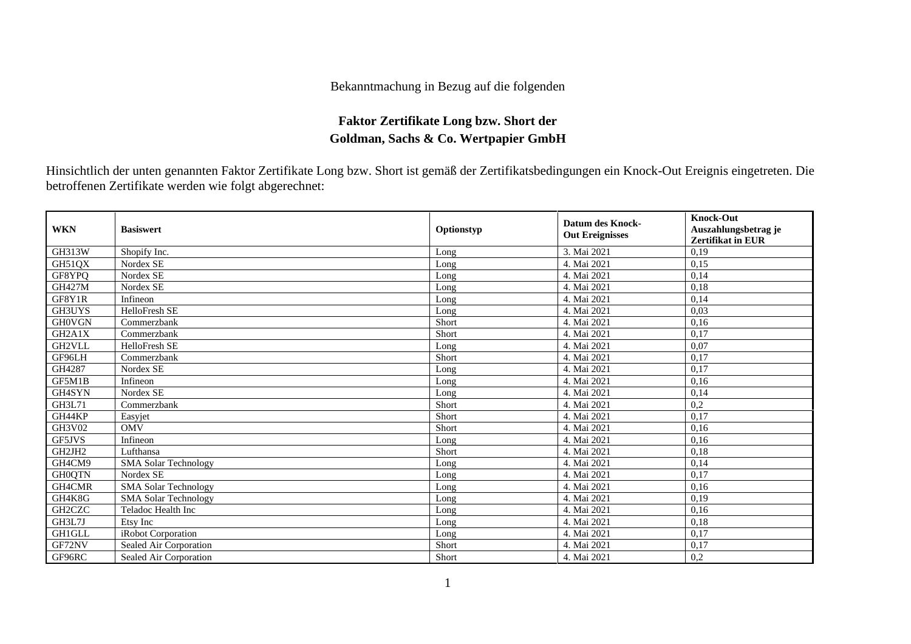Bekanntmachung in Bezug auf die folgenden

**Faktor Zertifikate Long bzw. Short der**
**Goldman, Sachs & Co. Wertpapier GmbH**

Hinsichtlich der unten genannten Faktor Zertifikate Long bzw. Short ist gemäß der Zertifikatsbedingungen ein Knock-Out Ereignis eingetreten. Die betroffenen Zertifikate werden wie folgt abgerechnet:

| WKN | Basiswert | Optionstyp | Datum des Knock-Out Ereignisses | Knock-Out Auszahlungsbetrag je Zertifikat in EUR |
|---|---|---|---|---|
| GH313W | Shopify Inc. | Long | 3. Mai 2021 | 0,19 |
| GH51QX | Nordex SE | Long | 4. Mai 2021 | 0,15 |
| GF8YPQ | Nordex SE | Long | 4. Mai 2021 | 0,14 |
| GH427M | Nordex SE | Long | 4. Mai 2021 | 0,18 |
| GF8Y1R | Infineon | Long | 4. Mai 2021 | 0,14 |
| GH3UYS | HelloFresh SE | Long | 4. Mai 2021 | 0,03 |
| GH0VGN | Commerzbank | Short | 4. Mai 2021 | 0,16 |
| GH2A1X | Commerzbank | Short | 4. Mai 2021 | 0,17 |
| GH2VLL | HelloFresh SE | Long | 4. Mai 2021 | 0,07 |
| GF96LH | Commerzbank | Short | 4. Mai 2021 | 0,17 |
| GH4287 | Nordex SE | Long | 4. Mai 2021 | 0,17 |
| GF5M1B | Infineon | Long | 4. Mai 2021 | 0,16 |
| GH4SYN | Nordex SE | Long | 4. Mai 2021 | 0,14 |
| GH3L71 | Commerzbank | Short | 4. Mai 2021 | 0,2 |
| GH44KP | Easyjet | Short | 4. Mai 2021 | 0,17 |
| GH3V02 | OMV | Short | 4. Mai 2021 | 0,16 |
| GF5JVS | Infineon | Long | 4. Mai 2021 | 0,16 |
| GH2JH2 | Lufthansa | Short | 4. Mai 2021 | 0,18 |
| GH4CM9 | SMA Solar Technology | Long | 4. Mai 2021 | 0,14 |
| GH0QTN | Nordex SE | Long | 4. Mai 2021 | 0,17 |
| GH4CMR | SMA Solar Technology | Long | 4. Mai 2021 | 0,16 |
| GH4K8G | SMA Solar Technology | Long | 4. Mai 2021 | 0,19 |
| GH2CZC | Teladoc Health Inc | Long | 4. Mai 2021 | 0,16 |
| GH3L7J | Etsy Inc | Long | 4. Mai 2021 | 0,18 |
| GH1GLL | iRobot Corporation | Long | 4. Mai 2021 | 0,17 |
| GF72NV | Sealed Air Corporation | Short | 4. Mai 2021 | 0,17 |
| GF96RC | Sealed Air Corporation | Short | 4. Mai 2021 | 0,2 |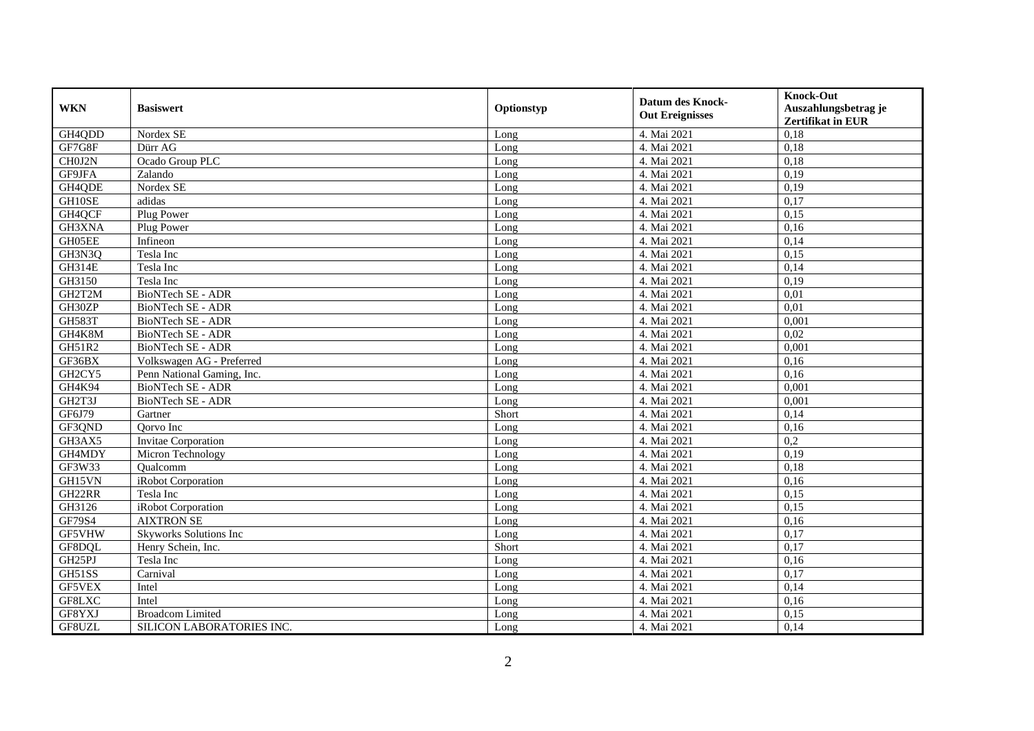| WKN | Basiswert | Optionstyp | Datum des Knock-Out Ereignisses | Knock-Out Auszahlungsbetrag je Zertifikat in EUR |
|---|---|---|---|---|
| GH4QDD | Nordex SE | Long | 4. Mai 2021 | 0,18 |
| GF7G8F | Dürr AG | Long | 4. Mai 2021 | 0,18 |
| CH0J2N | Ocado Group PLC | Long | 4. Mai 2021 | 0,18 |
| GF9JFA | Zalando | Long | 4. Mai 2021 | 0,19 |
| GH4QDE | Nordex SE | Long | 4. Mai 2021 | 0,19 |
| GH10SE | adidas | Long | 4. Mai 2021 | 0,17 |
| GH4QCF | Plug Power | Long | 4. Mai 2021 | 0,15 |
| GH3XNA | Plug Power | Long | 4. Mai 2021 | 0,16 |
| GH05EE | Infineon | Long | 4. Mai 2021 | 0,14 |
| GH3N3Q | Tesla Inc | Long | 4. Mai 2021 | 0,15 |
| GH314E | Tesla Inc | Long | 4. Mai 2021 | 0,14 |
| GH3150 | Tesla Inc | Long | 4. Mai 2021 | 0,19 |
| GH2T2M | BioNTech SE - ADR | Long | 4. Mai 2021 | 0,01 |
| GH30ZP | BioNTech SE - ADR | Long | 4. Mai 2021 | 0,01 |
| GH583T | BioNTech SE - ADR | Long | 4. Mai 2021 | 0,001 |
| GH4K8M | BioNTech SE - ADR | Long | 4. Mai 2021 | 0,02 |
| GH51R2 | BioNTech SE - ADR | Long | 4. Mai 2021 | 0,001 |
| GF36BX | Volkswagen AG - Preferred | Long | 4. Mai 2021 | 0,16 |
| GH2CY5 | Penn National Gaming, Inc. | Long | 4. Mai 2021 | 0,16 |
| GH4K94 | BioNTech SE - ADR | Long | 4. Mai 2021 | 0,001 |
| GH2T3J | BioNTech SE - ADR | Long | 4. Mai 2021 | 0,001 |
| GF6J79 | Gartner | Short | 4. Mai 2021 | 0,14 |
| GF3QND | Qorvo Inc | Long | 4. Mai 2021 | 0,16 |
| GH3AX5 | Invitae Corporation | Long | 4. Mai 2021 | 0,2 |
| GH4MDY | Micron Technology | Long | 4. Mai 2021 | 0,19 |
| GF3W33 | Qualcomm | Long | 4. Mai 2021 | 0,18 |
| GH15VN | iRobot Corporation | Long | 4. Mai 2021 | 0,16 |
| GH22RR | Tesla Inc | Long | 4. Mai 2021 | 0,15 |
| GH3126 | iRobot Corporation | Long | 4. Mai 2021 | 0,15 |
| GF79S4 | AIXTRON SE | Long | 4. Mai 2021 | 0,16 |
| GF5VHW | Skyworks Solutions Inc | Long | 4. Mai 2021 | 0,17 |
| GF8DQL | Henry Schein, Inc. | Short | 4. Mai 2021 | 0,17 |
| GH25PJ | Tesla Inc | Long | 4. Mai 2021 | 0,16 |
| GH51SS | Carnival | Long | 4. Mai 2021 | 0,17 |
| GF5VEX | Intel | Long | 4. Mai 2021 | 0,14 |
| GF8LXC | Intel | Long | 4. Mai 2021 | 0,16 |
| GF8YXJ | Broadcom Limited | Long | 4. Mai 2021 | 0,15 |
| GF8UZL | SILICON LABORATORIES INC. | Long | 4. Mai 2021 | 0,14 |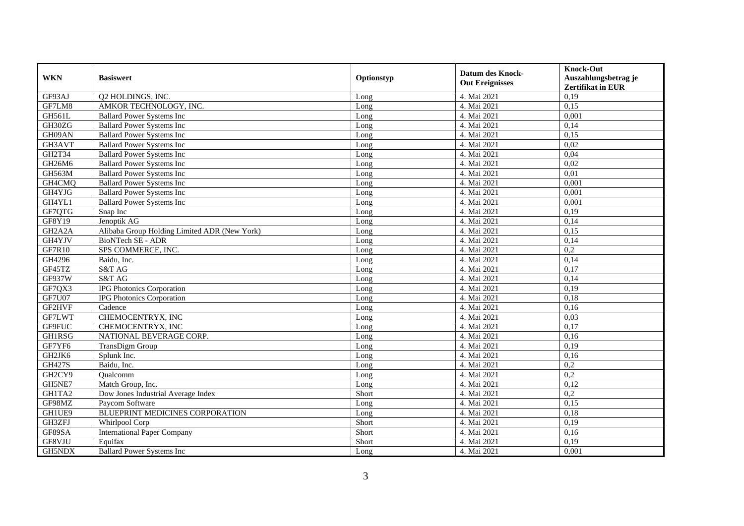| WKN | Basiswert | Optionstyp | Datum des Knock-Out Ereignisses | Knock-Out Auszahlungsbetrag je Zertifikat in EUR |
|---|---|---|---|---|
| GF93AJ | Q2 HOLDINGS, INC. | Long | 4. Mai 2021 | 0,19 |
| GF7LM8 | AMKOR TECHNOLOGY, INC. | Long | 4. Mai 2021 | 0,15 |
| GH561L | Ballard Power Systems Inc | Long | 4. Mai 2021 | 0,001 |
| GH30ZG | Ballard Power Systems Inc | Long | 4. Mai 2021 | 0,14 |
| GH09AN | Ballard Power Systems Inc | Long | 4. Mai 2021 | 0,15 |
| GH3AVT | Ballard Power Systems Inc | Long | 4. Mai 2021 | 0,02 |
| GH2T34 | Ballard Power Systems Inc | Long | 4. Mai 2021 | 0,04 |
| GH26M6 | Ballard Power Systems Inc | Long | 4. Mai 2021 | 0,02 |
| GH563M | Ballard Power Systems Inc | Long | 4. Mai 2021 | 0,01 |
| GH4CMQ | Ballard Power Systems Inc | Long | 4. Mai 2021 | 0,001 |
| GH4YJG | Ballard Power Systems Inc | Long | 4. Mai 2021 | 0,001 |
| GH4YL1 | Ballard Power Systems Inc | Long | 4. Mai 2021 | 0,001 |
| GF7QTG | Snap Inc | Long | 4. Mai 2021 | 0,19 |
| GF8Y19 | Jenoptik AG | Long | 4. Mai 2021 | 0,14 |
| GH2A2A | Alibaba Group Holding Limited ADR (New York) | Long | 4. Mai 2021 | 0,15 |
| GH4YJV | BioNTech SE - ADR | Long | 4. Mai 2021 | 0,14 |
| GF7R10 | SPS COMMERCE, INC. | Long | 4. Mai 2021 | 0,2 |
| GH4296 | Baidu, Inc. | Long | 4. Mai 2021 | 0,14 |
| GF45TZ | S&T AG | Long | 4. Mai 2021 | 0,17 |
| GF937W | S&T AG | Long | 4. Mai 2021 | 0,14 |
| GF7QX3 | IPG Photonics Corporation | Long | 4. Mai 2021 | 0,19 |
| GF7U07 | IPG Photonics Corporation | Long | 4. Mai 2021 | 0,18 |
| GF2HVF | Cadence | Long | 4. Mai 2021 | 0,16 |
| GF7LWT | CHEMOCENTRYX, INC | Long | 4. Mai 2021 | 0,03 |
| GF9FUC | CHEMOCENTRYX, INC | Long | 4. Mai 2021 | 0,17 |
| GH1RSG | NATIONAL BEVERAGE CORP. | Long | 4. Mai 2021 | 0,16 |
| GF7YF6 | TransDigm Group | Long | 4. Mai 2021 | 0,19 |
| GH2JK6 | Splunk Inc. | Long | 4. Mai 2021 | 0,16 |
| GH427S | Baidu, Inc. | Long | 4. Mai 2021 | 0,2 |
| GH2CY9 | Qualcomm | Long | 4. Mai 2021 | 0,2 |
| GH5NE7 | Match Group, Inc. | Long | 4. Mai 2021 | 0,12 |
| GH1TA2 | Dow Jones Industrial Average Index | Short | 4. Mai 2021 | 0,2 |
| GF98MZ | Paycom Software | Long | 4. Mai 2021 | 0,15 |
| GH1UE9 | BLUEPRINT MEDICINES CORPORATION | Long | 4. Mai 2021 | 0,18 |
| GH3ZFJ | Whirlpool Corp | Short | 4. Mai 2021 | 0,19 |
| GF89SA | International Paper Company | Short | 4. Mai 2021 | 0,16 |
| GF8VJU | Equifax | Short | 4. Mai 2021 | 0,19 |
| GH5NDX | Ballard Power Systems Inc | Long | 4. Mai 2021 | 0,001 |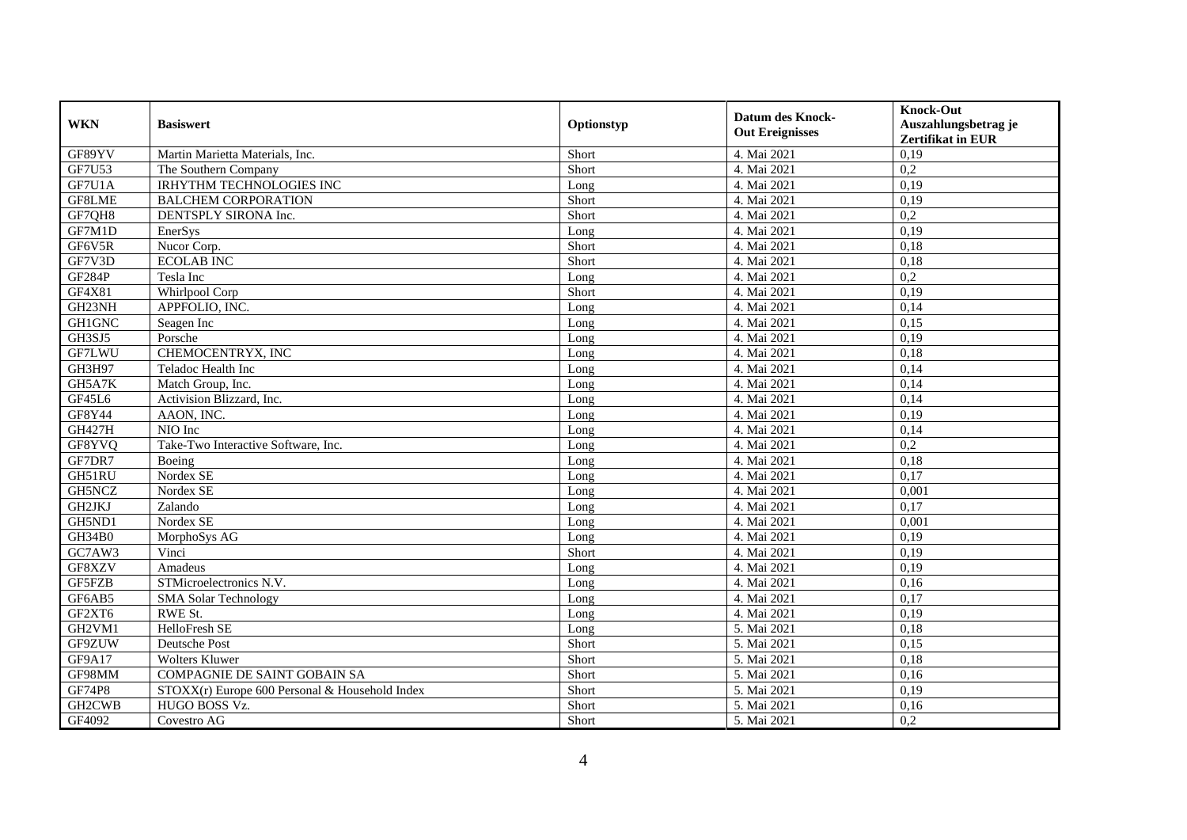| WKN | Basiswert | Optionstyp | Datum des Knock-Out Ereignisses | Knock-Out Auszahlungsbetrag je Zertifikat in EUR |
|---|---|---|---|---|
| GF89YV | Martin Marietta Materials, Inc. | Short | 4. Mai 2021 | 0,19 |
| GF7U53 | The Southern Company | Short | 4. Mai 2021 | 0,2 |
| GF7U1A | IRHYTHM TECHNOLOGIES INC | Long | 4. Mai 2021 | 0,19 |
| GF8LME | BALCHEM CORPORATION | Short | 4. Mai 2021 | 0,19 |
| GF7QH8 | DENTSPLY SIRONA Inc. | Short | 4. Mai 2021 | 0,2 |
| GF7M1D | EnerSys | Long | 4. Mai 2021 | 0,19 |
| GF6V5R | Nucor Corp. | Short | 4. Mai 2021 | 0,18 |
| GF7V3D | ECOLAB INC | Short | 4. Mai 2021 | 0,18 |
| GF284P | Tesla Inc | Long | 4. Mai 2021 | 0,2 |
| GF4X81 | Whirlpool Corp | Short | 4. Mai 2021 | 0,19 |
| GH23NH | APPFOLIO, INC. | Long | 4. Mai 2021 | 0,14 |
| GH1GNC | Seagen Inc | Long | 4. Mai 2021 | 0,15 |
| GH3SJ5 | Porsche | Long | 4. Mai 2021 | 0,19 |
| GF7LWU | CHEMOCENTRYX, INC | Long | 4. Mai 2021 | 0,18 |
| GH3H97 | Teladoc Health Inc | Long | 4. Mai 2021 | 0,14 |
| GH5A7K | Match Group, Inc. | Long | 4. Mai 2021 | 0,14 |
| GF45L6 | Activision Blizzard, Inc. | Long | 4. Mai 2021 | 0,14 |
| GF8Y44 | AAON, INC. | Long | 4. Mai 2021 | 0,19 |
| GH427H | NIO Inc | Long | 4. Mai 2021 | 0,14 |
| GF8YVQ | Take-Two Interactive Software, Inc. | Long | 4. Mai 2021 | 0,2 |
| GF7DR7 | Boeing | Long | 4. Mai 2021 | 0,18 |
| GH51RU | Nordex SE | Long | 4. Mai 2021 | 0,17 |
| GH5NCZ | Nordex SE | Long | 4. Mai 2021 | 0,001 |
| GH2JKJ | Zalando | Long | 4. Mai 2021 | 0,17 |
| GH5ND1 | Nordex SE | Long | 4. Mai 2021 | 0,001 |
| GH34B0 | MorphoSys AG | Long | 4. Mai 2021 | 0,19 |
| GC7AW3 | Vinci | Short | 4. Mai 2021 | 0,19 |
| GF8XZV | Amadeus | Long | 4. Mai 2021 | 0,19 |
| GF5FZB | STMicroelectronics N.V. | Long | 4. Mai 2021 | 0,16 |
| GF6AB5 | SMA Solar Technology | Long | 4. Mai 2021 | 0,17 |
| GF2XT6 | RWE St. | Long | 4. Mai 2021 | 0,19 |
| GH2VM1 | HelloFresh SE | Long | 5. Mai 2021 | 0,18 |
| GF9ZUW | Deutsche Post | Short | 5. Mai 2021 | 0,15 |
| GF9A17 | Wolters Kluwer | Short | 5. Mai 2021 | 0,18 |
| GF98MM | COMPAGNIE DE SAINT GOBAIN SA | Short | 5. Mai 2021 | 0,16 |
| GF74P8 | STOXX(r) Europe 600 Personal & Household Index | Short | 5. Mai 2021 | 0,19 |
| GH2CWB | HUGO BOSS Vz. | Short | 5. Mai 2021 | 0,16 |
| GF4092 | Covestro AG | Short | 5. Mai 2021 | 0,2 |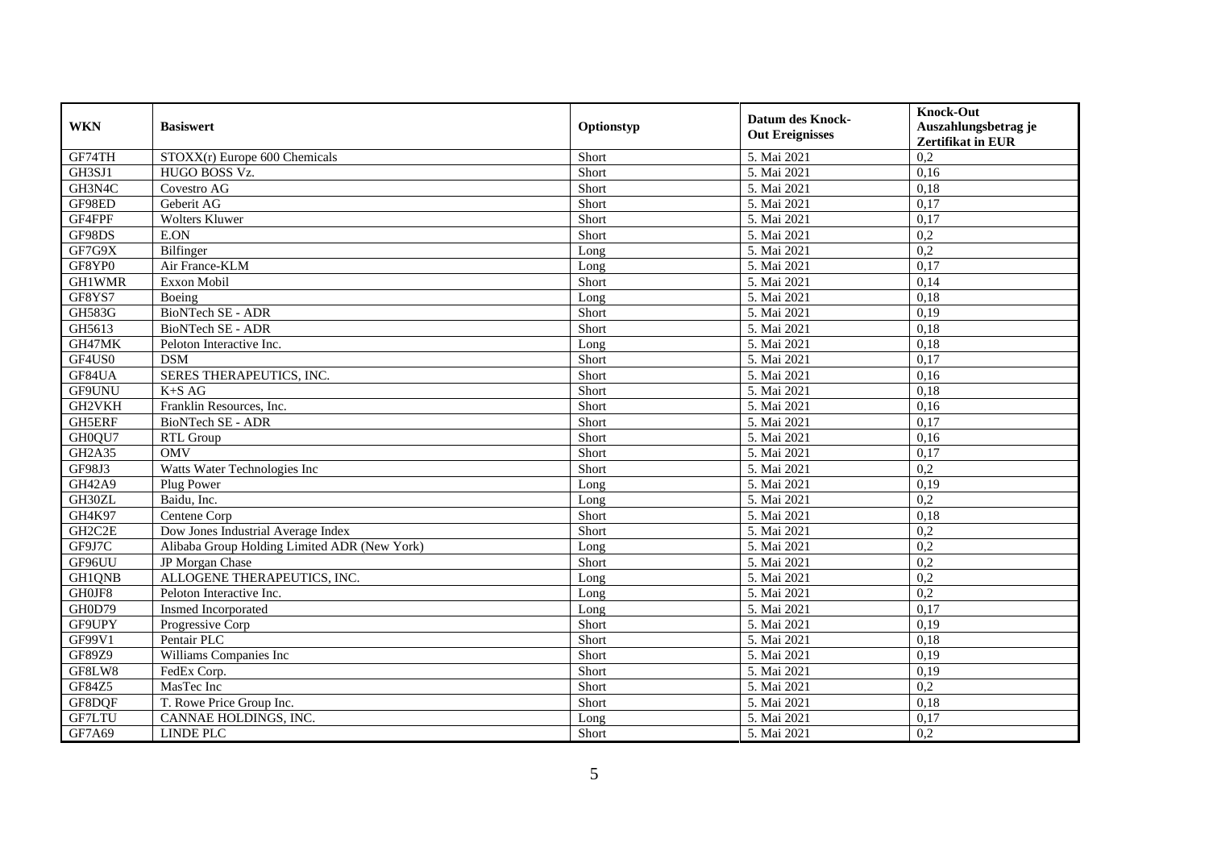| WKN | Basiswert | Optionstyp | Datum des Knock-Out Ereignisses | Knock-Out Auszahlungsbetrag je Zertifikat in EUR |
|---|---|---|---|---|
| GF74TH | STOXX(r) Europe 600 Chemicals | Short | 5. Mai 2021 | 0,2 |
| GH3SJ1 | HUGO BOSS Vz. | Short | 5. Mai 2021 | 0,16 |
| GH3N4C | Covestro AG | Short | 5. Mai 2021 | 0,18 |
| GF98ED | Geberit AG | Short | 5. Mai 2021 | 0,17 |
| GF4FPF | Wolters Kluwer | Short | 5. Mai 2021 | 0,17 |
| GF98DS | E.ON | Short | 5. Mai 2021 | 0,2 |
| GF7G9X | Bilfinger | Long | 5. Mai 2021 | 0,2 |
| GF8YP0 | Air France-KLM | Long | 5. Mai 2021 | 0,17 |
| GH1WMR | Exxon Mobil | Short | 5. Mai 2021 | 0,14 |
| GF8YS7 | Boeing | Long | 5. Mai 2021 | 0,18 |
| GH583G | BioNTech SE - ADR | Short | 5. Mai 2021 | 0,19 |
| GH5613 | BioNTech SE - ADR | Short | 5. Mai 2021 | 0,18 |
| GH47MK | Peloton Interactive Inc. | Long | 5. Mai 2021 | 0,18 |
| GF4US0 | DSM | Short | 5. Mai 2021 | 0,17 |
| GF84UA | SERES THERAPEUTICS, INC. | Short | 5. Mai 2021 | 0,16 |
| GF9UNU | K+S AG | Short | 5. Mai 2021 | 0,18 |
| GH2VKH | Franklin Resources, Inc. | Short | 5. Mai 2021 | 0,16 |
| GH5ERF | BioNTech SE - ADR | Short | 5. Mai 2021 | 0,17 |
| GH0QU7 | RTL Group | Short | 5. Mai 2021 | 0,16 |
| GH2A35 | OMV | Short | 5. Mai 2021 | 0,17 |
| GF98J3 | Watts Water Technologies Inc | Short | 5. Mai 2021 | 0,2 |
| GH42A9 | Plug Power | Long | 5. Mai 2021 | 0,19 |
| GH30ZL | Baidu, Inc. | Long | 5. Mai 2021 | 0,2 |
| GH4K97 | Centene Corp | Short | 5. Mai 2021 | 0,18 |
| GH2C2E | Dow Jones Industrial Average Index | Short | 5. Mai 2021 | 0,2 |
| GF9J7C | Alibaba Group Holding Limited ADR (New York) | Long | 5. Mai 2021 | 0,2 |
| GF96UU | JP Morgan Chase | Short | 5. Mai 2021 | 0,2 |
| GH1QNB | ALLOGENE THERAPEUTICS, INC. | Long | 5. Mai 2021 | 0,2 |
| GH0JF8 | Peloton Interactive Inc. | Long | 5. Mai 2021 | 0,2 |
| GH0D79 | Insmed Incorporated | Long | 5. Mai 2021 | 0,17 |
| GF9UPY | Progressive Corp | Short | 5. Mai 2021 | 0,19 |
| GF99V1 | Pentair PLC | Short | 5. Mai 2021 | 0,18 |
| GF89Z9 | Williams Companies Inc | Short | 5. Mai 2021 | 0,19 |
| GF8LW8 | FedEx Corp. | Short | 5. Mai 2021 | 0,19 |
| GF84Z5 | MasTec Inc | Short | 5. Mai 2021 | 0,2 |
| GF8DQF | T. Rowe Price Group Inc. | Short | 5. Mai 2021 | 0,18 |
| GF7LTU | CANNAE HOLDINGS, INC. | Long | 5. Mai 2021 | 0,17 |
| GF7A69 | LINDE PLC | Short | 5. Mai 2021 | 0,2 |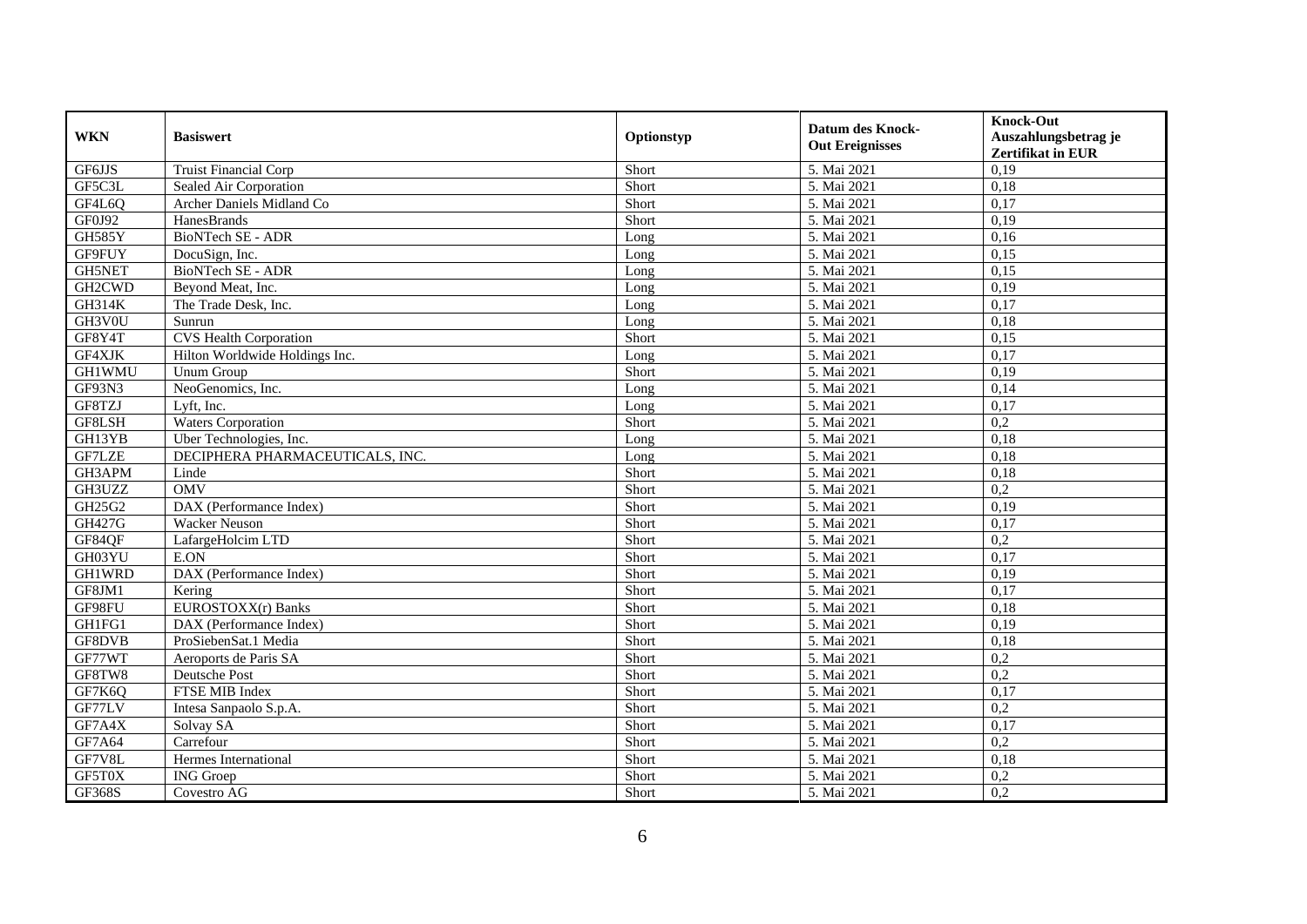| WKN | Basiswert | Optionstyp | Datum des Knock-Out Ereignisses | Knock-Out Auszahlungsbetrag je Zertifikat in EUR |
| --- | --- | --- | --- | --- |
| GF6JJS | Truist Financial Corp | Short | 5. Mai 2021 | 0,19 |
| GF5C3L | Sealed Air Corporation | Short | 5. Mai 2021 | 0,18 |
| GF4L6Q | Archer Daniels Midland Co | Short | 5. Mai 2021 | 0,17 |
| GF0J92 | HanesBrands | Short | 5. Mai 2021 | 0,19 |
| GH585Y | BioNTech SE - ADR | Long | 5. Mai 2021 | 0,16 |
| GF9FUY | DocuSign, Inc. | Long | 5. Mai 2021 | 0,15 |
| GH5NET | BioNTech SE - ADR | Long | 5. Mai 2021 | 0,15 |
| GH2CWD | Beyond Meat, Inc. | Long | 5. Mai 2021 | 0,19 |
| GH314K | The Trade Desk, Inc. | Long | 5. Mai 2021 | 0,17 |
| GH3V0U | Sunrun | Long | 5. Mai 2021 | 0,18 |
| GF8Y4T | CVS Health Corporation | Short | 5. Mai 2021 | 0,15 |
| GF4XJK | Hilton Worldwide Holdings Inc. | Long | 5. Mai 2021 | 0,17 |
| GH1WMU | Unum Group | Short | 5. Mai 2021 | 0,19 |
| GF93N3 | NeoGenomics, Inc. | Long | 5. Mai 2021 | 0,14 |
| GF8TZJ | Lyft, Inc. | Long | 5. Mai 2021 | 0,17 |
| GF8LSH | Waters Corporation | Short | 5. Mai 2021 | 0,2 |
| GH13YB | Uber Technologies, Inc. | Long | 5. Mai 2021 | 0,18 |
| GF7LZE | DECIPHERA PHARMACEUTICALS, INC. | Long | 5. Mai 2021 | 0,18 |
| GH3APM | Linde | Short | 5. Mai 2021 | 0,18 |
| GH3UZZ | OMV | Short | 5. Mai 2021 | 0,2 |
| GH25G2 | DAX (Performance Index) | Short | 5. Mai 2021 | 0,19 |
| GH427G | Wacker Neuson | Short | 5. Mai 2021 | 0,17 |
| GF84QF | LafargeHolcim LTD | Short | 5. Mai 2021 | 0,2 |
| GH03YU | E.ON | Short | 5. Mai 2021 | 0,17 |
| GH1WRD | DAX (Performance Index) | Short | 5. Mai 2021 | 0,19 |
| GF8JM1 | Kering | Short | 5. Mai 2021 | 0,17 |
| GF98FU | EUROSTOXX(r) Banks | Short | 5. Mai 2021 | 0,18 |
| GH1FG1 | DAX (Performance Index) | Short | 5. Mai 2021 | 0,19 |
| GF8DVB | ProSiebenSat.1 Media | Short | 5. Mai 2021 | 0,18 |
| GF77WT | Aeroports de Paris SA | Short | 5. Mai 2021 | 0,2 |
| GF8TW8 | Deutsche Post | Short | 5. Mai 2021 | 0,2 |
| GF7K6Q | FTSE MIB Index | Short | 5. Mai 2021 | 0,17 |
| GF77LV | Intesa Sanpaolo S.p.A. | Short | 5. Mai 2021 | 0,2 |
| GF7A4X | Solvay SA | Short | 5. Mai 2021 | 0,17 |
| GF7A64 | Carrefour | Short | 5. Mai 2021 | 0,2 |
| GF7V8L | Hermes International | Short | 5. Mai 2021 | 0,18 |
| GF5T0X | ING Groep | Short | 5. Mai 2021 | 0,2 |
| GF368S | Covestro AG | Short | 5. Mai 2021 | 0,2 |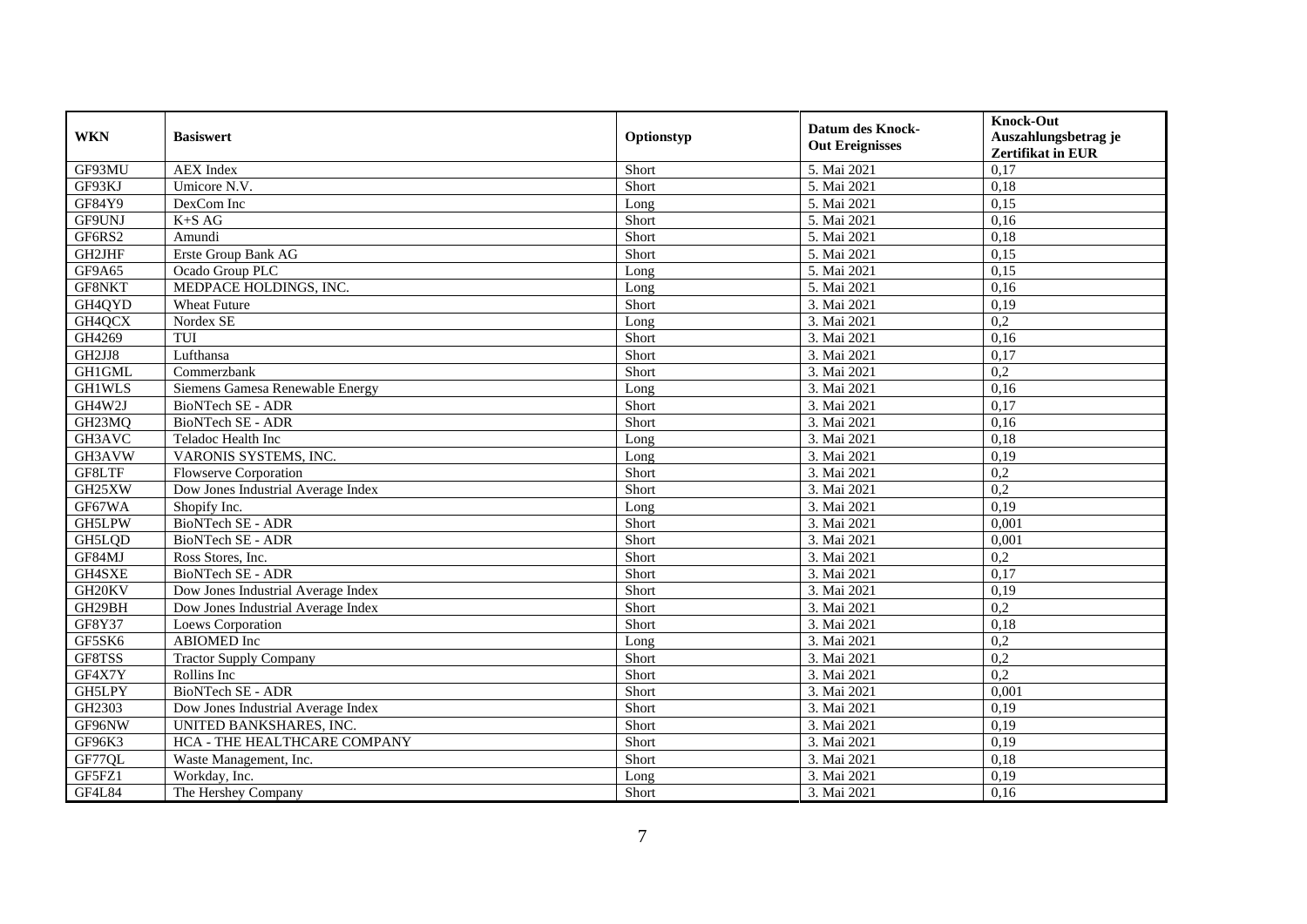| WKN | Basiswert | Optionstyp | Datum des Knock-Out Ereignisses | Knock-Out Auszahlungsbetrag je Zertifikat in EUR |
|---|---|---|---|---|
| GF93MU | AEX Index | Short | 5. Mai 2021 | 0,17 |
| GF93KJ | Umicore N.V. | Short | 5. Mai 2021 | 0,18 |
| GF84Y9 | DexCom Inc | Long | 5. Mai 2021 | 0,15 |
| GF9UNJ | K+S AG | Short | 5. Mai 2021 | 0,16 |
| GF6RS2 | Amundi | Short | 5. Mai 2021 | 0,18 |
| GH2JHF | Erste Group Bank AG | Short | 5. Mai 2021 | 0,15 |
| GF9A65 | Ocado Group PLC | Long | 5. Mai 2021 | 0,15 |
| GF8NKT | MEDPACE HOLDINGS, INC. | Long | 5. Mai 2021 | 0,16 |
| GH4QYD | Wheat Future | Short | 3. Mai 2021 | 0,19 |
| GH4QCX | Nordex SE | Long | 3. Mai 2021 | 0,2 |
| GH4269 | TUI | Short | 3. Mai 2021 | 0,16 |
| GH2JJ8 | Lufthansa | Short | 3. Mai 2021 | 0,17 |
| GH1GML | Commerzbank | Short | 3. Mai 2021 | 0,2 |
| GH1WLS | Siemens Gamesa Renewable Energy | Long | 3. Mai 2021 | 0,16 |
| GH4W2J | BioNTech SE - ADR | Short | 3. Mai 2021 | 0,17 |
| GH23MQ | BioNTech SE - ADR | Short | 3. Mai 2021 | 0,16 |
| GH3AVC | Teladoc Health Inc | Long | 3. Mai 2021 | 0,18 |
| GH3AVW | VARONIS SYSTEMS, INC. | Long | 3. Mai 2021 | 0,19 |
| GF8LTF | Flowserve Corporation | Short | 3. Mai 2021 | 0,2 |
| GH25XW | Dow Jones Industrial Average Index | Short | 3. Mai 2021 | 0,2 |
| GF67WA | Shopify Inc. | Long | 3. Mai 2021 | 0,19 |
| GH5LPW | BioNTech SE - ADR | Short | 3. Mai 2021 | 0,001 |
| GH5LQD | BioNTech SE - ADR | Short | 3. Mai 2021 | 0,001 |
| GF84MJ | Ross Stores, Inc. | Short | 3. Mai 2021 | 0,2 |
| GH4SXE | BioNTech SE - ADR | Short | 3. Mai 2021 | 0,17 |
| GH20KV | Dow Jones Industrial Average Index | Short | 3. Mai 2021 | 0,19 |
| GH29BH | Dow Jones Industrial Average Index | Short | 3. Mai 2021 | 0,2 |
| GF8Y37 | Loews Corporation | Short | 3. Mai 2021 | 0,18 |
| GF5SK6 | ABIOMED Inc | Long | 3. Mai 2021 | 0,2 |
| GF8TSS | Tractor Supply Company | Short | 3. Mai 2021 | 0,2 |
| GF4X7Y | Rollins Inc | Short | 3. Mai 2021 | 0,2 |
| GH5LPY | BioNTech SE - ADR | Short | 3. Mai 2021 | 0,001 |
| GH2303 | Dow Jones Industrial Average Index | Short | 3. Mai 2021 | 0,19 |
| GF96NW | UNITED BANKSHARES, INC. | Short | 3. Mai 2021 | 0,19 |
| GF96K3 | HCA - THE HEALTHCARE COMPANY | Short | 3. Mai 2021 | 0,19 |
| GF77QL | Waste Management, Inc. | Short | 3. Mai 2021 | 0,18 |
| GF5FZ1 | Workday, Inc. | Long | 3. Mai 2021 | 0,19 |
| GF4L84 | The Hershey Company | Short | 3. Mai 2021 | 0,16 |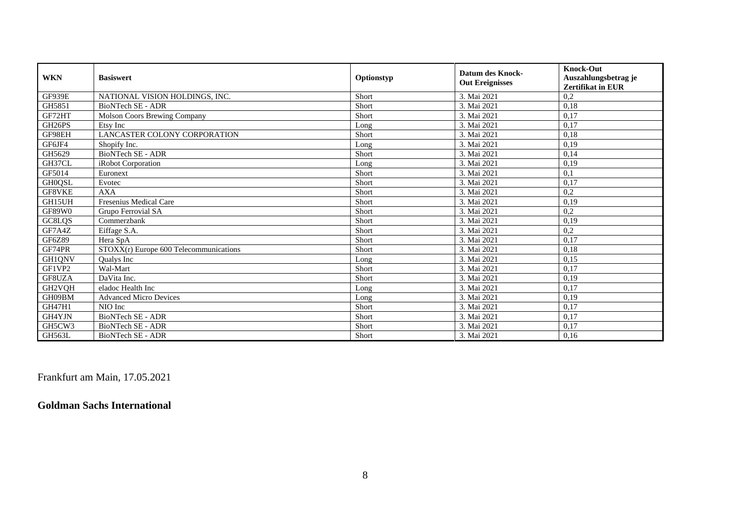| WKN | Basiswert | Optionstyp | Datum des Knock-Out Ereignisses | Knock-Out Auszahlungsbetrag je Zertifikat in EUR |
|---|---|---|---|---|
| GF939E | NATIONAL VISION HOLDINGS, INC. | Short | 3. Mai 2021 | 0,2 |
| GH5851 | BioNTech SE - ADR | Short | 3. Mai 2021 | 0,18 |
| GF72HT | Molson Coors Brewing Company | Short | 3. Mai 2021 | 0,17 |
| GH26PS | Etsy Inc | Long | 3. Mai 2021 | 0,17 |
| GF98EH | LANCASTER COLONY CORPORATION | Short | 3. Mai 2021 | 0,18 |
| GF6JF4 | Shopify Inc. | Long | 3. Mai 2021 | 0,19 |
| GH5629 | BioNTech SE - ADR | Short | 3. Mai 2021 | 0,14 |
| GH37CL | iRobot Corporation | Long | 3. Mai 2021 | 0,19 |
| GF5014 | Euronext | Short | 3. Mai 2021 | 0,1 |
| GH0QSL | Evotec | Short | 3. Mai 2021 | 0,17 |
| GF8VKE | AXA | Short | 3. Mai 2021 | 0,2 |
| GH15UH | Fresenius Medical Care | Short | 3. Mai 2021 | 0,19 |
| GF89W0 | Grupo Ferrovial SA | Short | 3. Mai 2021 | 0,2 |
| GC8LQS | Commerzbank | Short | 3. Mai 2021 | 0,19 |
| GF7A4Z | Eiffage S.A. | Short | 3. Mai 2021 | 0,2 |
| GF6Z89 | Hera SpA | Short | 3. Mai 2021 | 0,17 |
| GF74PR | STOXX(r) Europe 600 Telecommunications | Short | 3. Mai 2021 | 0,18 |
| GH1QNV | Qualys Inc | Long | 3. Mai 2021 | 0,15 |
| GF1VP2 | Wal-Mart | Short | 3. Mai 2021 | 0,17 |
| GF8UZA | DaVita Inc. | Short | 3. Mai 2021 | 0,19 |
| GH2VQH | eladoc Health Inc | Long | 3. Mai 2021 | 0,17 |
| GH09BM | Advanced Micro Devices | Long | 3. Mai 2021 | 0,19 |
| GH47H1 | NIO Inc | Short | 3. Mai 2021 | 0,17 |
| GH4YJN | BioNTech SE - ADR | Short | 3. Mai 2021 | 0,17 |
| GH5CW3 | BioNTech SE - ADR | Short | 3. Mai 2021 | 0,17 |
| GH563L | BioNTech SE - ADR | Short | 3. Mai 2021 | 0,16 |

Frankfurt am Main, 17.05.2021

**Goldman Sachs International**